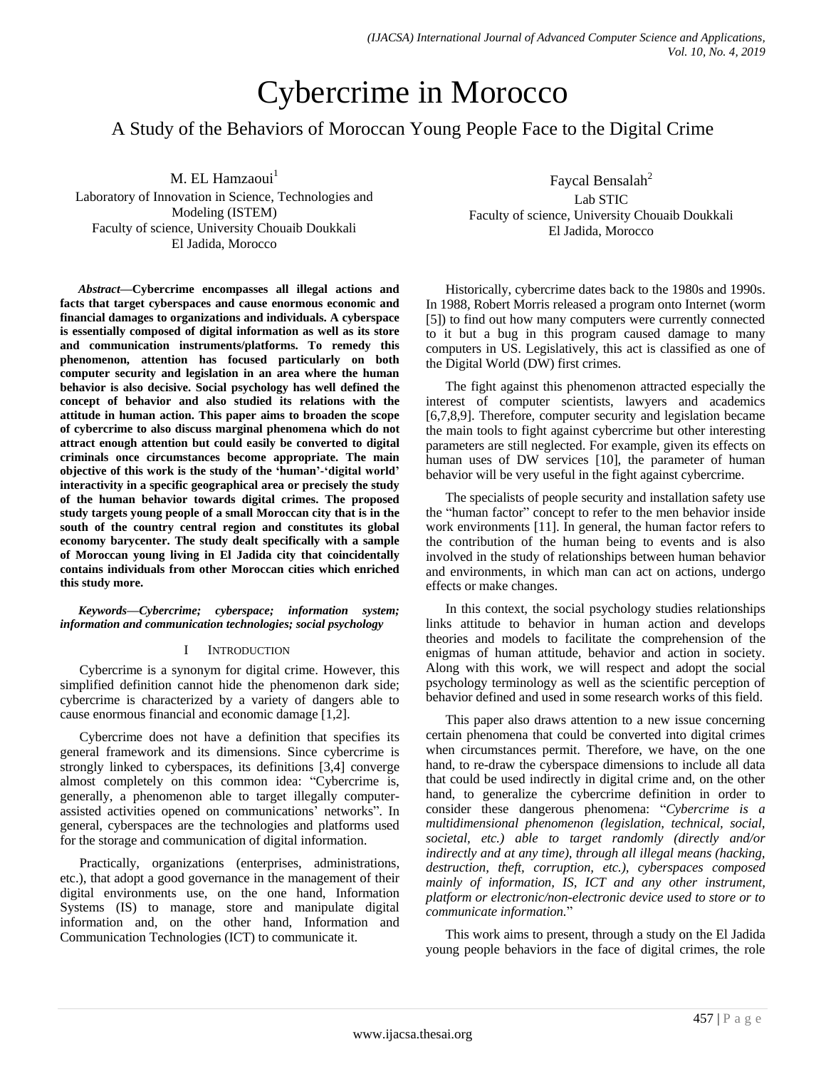# Cybercrime in Morocco

## A Study of the Behaviors of Moroccan Young People Face to the Digital Crime

M. EL Hamzaoui[1]
Laboratory of Innovation in Science, Technologies and Modeling (ISTEM)
Faculty of science, University Chouaib Doukkali
El Jadida, Morocco

Faycal Bensalah[2]
Lab STIC
Faculty of science, University Chouaib Doukkali
El Jadida, Morocco

***Abstract*—Cybercrime encompasses all illegal actions and facts that target cyberspaces and cause enormous economic and financial damages to organizations and individuals. A cyberspace is essentially composed of digital information as well as its store and communication instruments/platforms. To remedy this phenomenon, attention has focused particularly on both computer security and legislation in an area where the human behavior is also decisive. Social psychology has well defined the concept of behavior and also studied its relations with the attitude in human action. This paper aims to broaden the scope of cybercrime to also discuss marginal phenomena which do not attract enough attention but could easily be converted to digital criminals once circumstances become appropriate. The main objective of this work is the study of the 'human'-'digital world' interactivity in a specific geographical area or precisely the study of the human behavior towards digital crimes. The proposed study targets young people of a small Moroccan city that is in the south of the country central region and constitutes its global economy barycenter. The study dealt specifically with a sample of Moroccan young living in El Jadida city that coincidentally contains individuals from other Moroccan cities which enriched this study more.**

***Keywords*—*Cybercrime; cyberspace; information system; information and communication technologies; social psychology***

## I INTRODUCTION

Cybercrime is a synonym for digital crime. However, this simplified definition cannot hide the phenomenon dark side; cybercrime is characterized by a variety of dangers able to cause enormous financial and economic damage [1,2].

Cybercrime does not have a definition that specifies its general framework and its dimensions. Since cybercrime is strongly linked to cyberspaces, its definitions [3,4] converge almost completely on this common idea: "Cybercrime is, generally, a phenomenon able to target illegally computer-assisted activities opened on communications' networks". In general, cyberspaces are the technologies and platforms used for the storage and communication of digital information.

Practically, organizations (enterprises, administrations, etc.), that adopt a good governance in the management of their digital environments use, on the one hand, Information Systems (IS) to manage, store and manipulate digital information and, on the other hand, Information and Communication Technologies (ICT) to communicate it.

Historically, cybercrime dates back to the 1980s and 1990s. In 1988, Robert Morris released a program onto Internet (worm [5]) to find out how many computers were currently connected to it but a bug in this program caused damage to many computers in US. Legislatively, this act is classified as one of the Digital World (DW) first crimes.

The fight against this phenomenon attracted especially the interest of computer scientists, lawyers and academics [6,7,8,9]. Therefore, computer security and legislation became the main tools to fight against cybercrime but other interesting parameters are still neglected. For example, given its effects on human uses of DW services [10], the parameter of human behavior will be very useful in the fight against cybercrime.

The specialists of people security and installation safety use the "human factor" concept to refer to the men behavior inside work environments [11]. In general, the human factor refers to the contribution of the human being to events and is also involved in the study of relationships between human behavior and environments, in which man can act on actions, undergo effects or make changes.

In this context, the social psychology studies relationships links attitude to behavior in human action and develops theories and models to facilitate the comprehension of the enigmas of human attitude, behavior and action in society. Along with this work, we will respect and adopt the social psychology terminology as well as the scientific perception of behavior defined and used in some research works of this field.

This paper also draws attention to a new issue concerning certain phenomena that could be converted into digital crimes when circumstances permit. Therefore, we have, on the one hand, to re-draw the cyberspace dimensions to include all data that could be used indirectly in digital crime and, on the other hand, to generalize the cybercrime definition in order to consider these dangerous phenomena: "*Cybercrime is a multidimensional phenomenon (legislation, technical, social, societal, etc.) able to target randomly (directly and/or indirectly and at any time), through all illegal means (hacking, destruction, theft, corruption, etc.), cyberspaces composed mainly of information, IS, ICT and any other instrument, platform or electronic/non-electronic device used to store or to communicate information.*"

This work aims to present, through a study on the El Jadida young people behaviors in the face of digital crimes, the role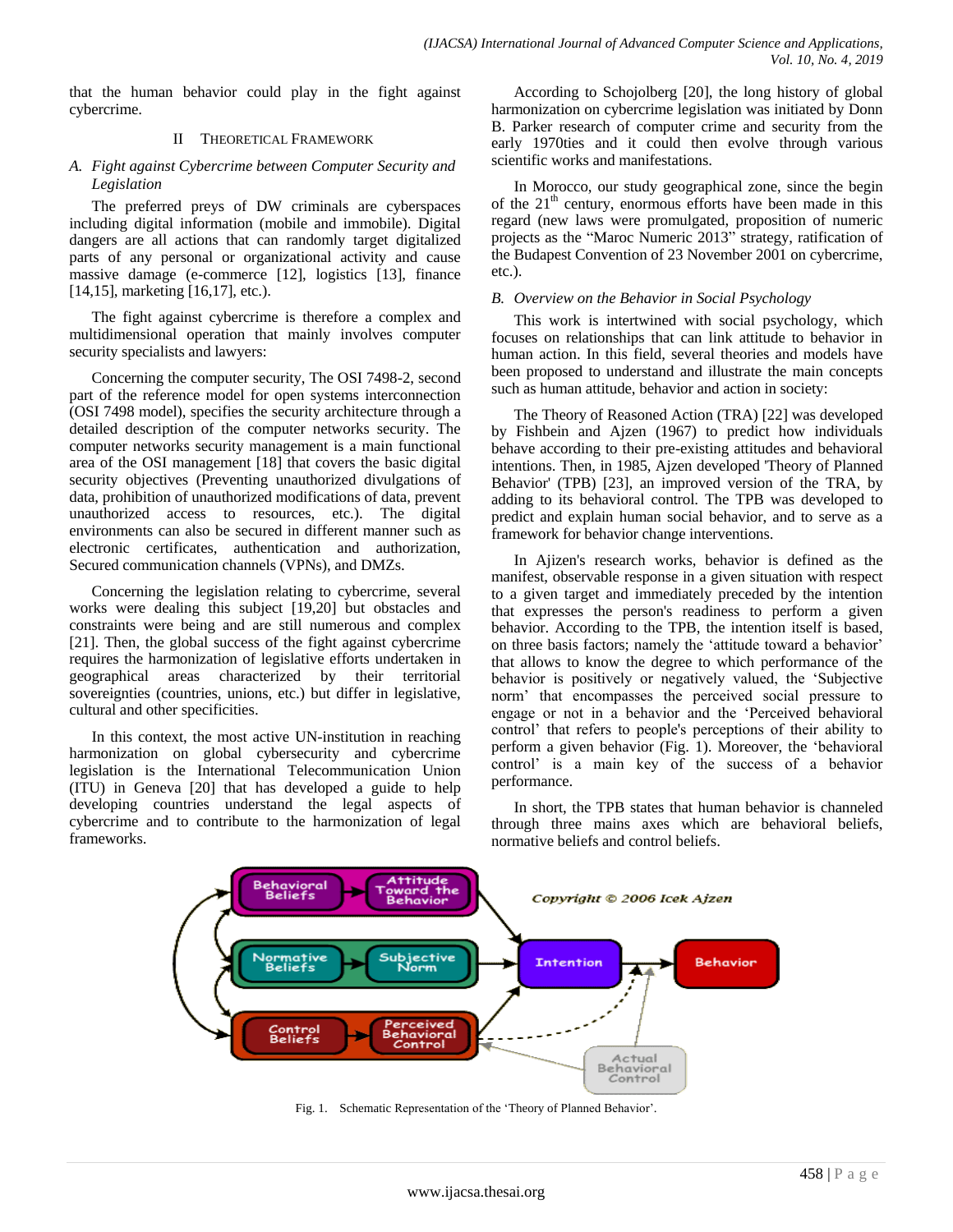that the human behavior could play in the fight against cybercrime.

## II Theoretical Framework

### A. Fight against Cybercrime between Computer Security and Legislation

The preferred preys of DW criminals are cyberspaces including digital information (mobile and immobile). Digital dangers are all actions that can randomly target digitalized parts of any personal or organizational activity and cause massive damage (e-commerce [12], logistics [13], finance [14,15], marketing [16,17], etc.).

The fight against cybercrime is therefore a complex and multidimensional operation that mainly involves computer security specialists and lawyers:

Concerning the computer security, The OSI 7498-2, second part of the reference model for open systems interconnection (OSI 7498 model), specifies the security architecture through a detailed description of the computer networks security. The computer networks security management is a main functional area of the OSI management [18] that covers the basic digital security objectives (Preventing unauthorized divulgations of data, prohibition of unauthorized modifications of data, prevent unauthorized access to resources, etc.). The digital environments can also be secured in different manner such as electronic certificates, authentication and authorization, Secured communication channels (VPNs), and DMZs.

Concerning the legislation relating to cybercrime, several works were dealing this subject [19,20] but obstacles and constraints were being and are still numerous and complex [21]. Then, the global success of the fight against cybercrime requires the harmonization of legislative efforts undertaken in geographical areas characterized by their territorial sovereignties (countries, unions, etc.) but differ in legislative, cultural and other specificities.

In this context, the most active UN-institution in reaching harmonization on global cybersecurity and cybercrime legislation is the International Telecommunication Union (ITU) in Geneva [20] that has developed a guide to help developing countries understand the legal aspects of cybercrime and to contribute to the harmonization of legal frameworks.

According to Schojolberg [20], the long history of global harmonization on cybercrime legislation was initiated by Donn B. Parker research of computer crime and security from the early 1970ties and it could then evolve through various scientific works and manifestations.

In Morocco, our study geographical zone, since the begin of the 21[th] century, enormous efforts have been made in this regard (new laws were promulgated, proposition of numeric projects as the "Maroc Numeric 2013" strategy, ratification of the Budapest Convention of 23 November 2001 on cybercrime, etc.).

### B. Overview on the Behavior in Social Psychology

This work is intertwined with social psychology, which focuses on relationships that can link attitude to behavior in human action. In this field, several theories and models have been proposed to understand and illustrate the main concepts such as human attitude, behavior and action in society:

The Theory of Reasoned Action (TRA) [22] was developed by Fishbein and Ajzen (1967) to predict how individuals behave according to their pre-existing attitudes and behavioral intentions. Then, in 1985, Ajzen developed 'Theory of Planned Behavior' (TPB) [23], an improved version of the TRA, by adding to its behavioral control. The TPB was developed to predict and explain human social behavior, and to serve as a framework for behavior change interventions.

In Ajizen's research works, behavior is defined as the manifest, observable response in a given situation with respect to a given target and immediately preceded by the intention that expresses the person's readiness to perform a given behavior. According to the TPB, the intention itself is based, on three basis factors; namely the 'attitude toward a behavior' that allows to know the degree to which performance of the behavior is positively or negatively valued, the 'Subjective norm' that encompasses the perceived social pressure to engage or not in a behavior and the 'Perceived behavioral control' that refers to people's perceptions of their ability to perform a given behavior (Fig. 1). Moreover, the 'behavioral control' is a main key of the success of a behavior performance.

In short, the TPB states that human behavior is channeled through three mains axes which are behavioral beliefs, normative beliefs and control beliefs.

Fig. 1. Schematic Representation of the 'Theory of Planned Behavior'.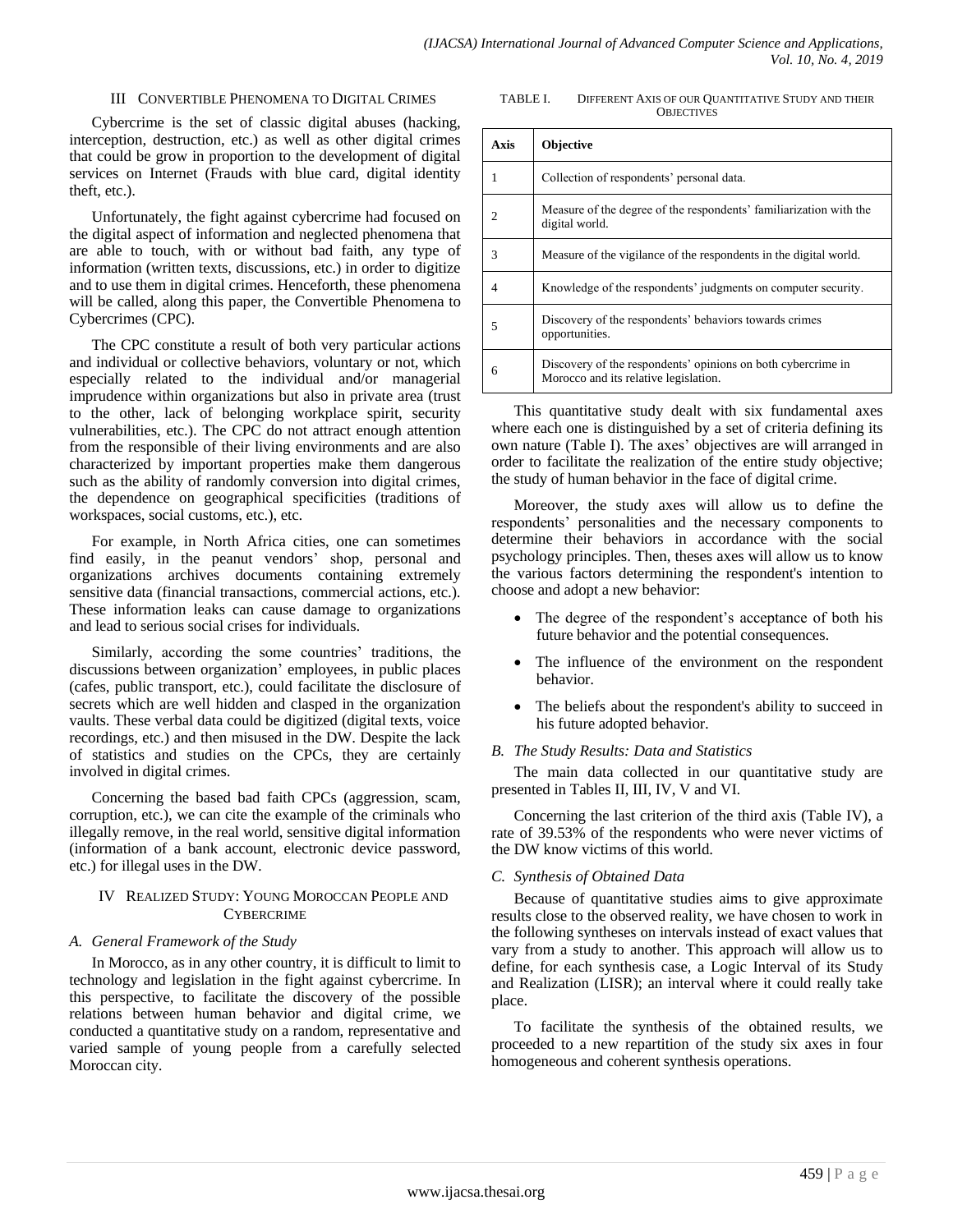## III Convertible Phenomena to Digital Crimes

Cybercrime is the set of classic digital abuses (hacking, interception, destruction, etc.) as well as other digital crimes that could be grow in proportion to the development of digital services on Internet (Frauds with blue card, digital identity theft, etc.).

Unfortunately, the fight against cybercrime had focused on the digital aspect of information and neglected phenomena that are able to touch, with or without bad faith, any type of information (written texts, discussions, etc.) in order to digitize and to use them in digital crimes. Henceforth, these phenomena will be called, along this paper, the Convertible Phenomena to Cybercrimes (CPC).

The CPC constitute a result of both very particular actions and individual or collective behaviors, voluntary or not, which especially related to the individual and/or managerial imprudence within organizations but also in private area (trust to the other, lack of belonging workplace spirit, security vulnerabilities, etc.). The CPC do not attract enough attention from the responsible of their living environments and are also characterized by important properties make them dangerous such as the ability of randomly conversion into digital crimes, the dependence on geographical specificities (traditions of workspaces, social customs, etc.), etc.

For example, in North Africa cities, one can sometimes find easily, in the peanut vendors' shop, personal and organizations archives documents containing extremely sensitive data (financial transactions, commercial actions, etc.). These information leaks can cause damage to organizations and lead to serious social crises for individuals.

Similarly, according the some countries' traditions, the discussions between organization' employees, in public places (cafes, public transport, etc.), could facilitate the disclosure of secrets which are well hidden and clasped in the organization vaults. These verbal data could be digitized (digital texts, voice recordings, etc.) and then misused in the DW. Despite the lack of statistics and studies on the CPCs, they are certainly involved in digital crimes.

Concerning the based bad faith CPCs (aggression, scam, corruption, etc.), we can cite the example of the criminals who illegally remove, in the real world, sensitive digital information (information of a bank account, electronic device password, etc.) for illegal uses in the DW.

## IV Realized Study: Young Moroccan People and Cybercrime

### *A. General Framework of the Study*

In Morocco, as in any other country, it is difficult to limit to technology and legislation in the fight against cybercrime. In this perspective, to facilitate the discovery of the possible relations between human behavior and digital crime, we conducted a quantitative study on a random, representative and varied sample of young people from a carefully selected Moroccan city.

TABLE I. Different Axis of our Quantitative Study and their Objectives

| Axis | Objective |
|---|---|
| 1 | Collection of respondents' personal data. |
| 2 | Measure of the degree of the respondents' familiarization with the digital world. |
| 3 | Measure of the vigilance of the respondents in the digital world. |
| 4 | Knowledge of the respondents' judgments on computer security. |
| 5 | Discovery of the respondents' behaviors towards crimes opportunities. |
| 6 | Discovery of the respondents' opinions on both cybercrime in Morocco and its relative legislation. |

This quantitative study dealt with six fundamental axes where each one is distinguished by a set of criteria defining its own nature (Table I). The axes' objectives are will arranged in order to facilitate the realization of the entire study objective; the study of human behavior in the face of digital crime.

Moreover, the study axes will allow us to define the respondents' personalities and the necessary components to determine their behaviors in accordance with the social psychology principles. Then, theses axes will allow us to know the various factors determining the respondent's intention to choose and adopt a new behavior:

- The degree of the respondent's acceptance of both his future behavior and the potential consequences.
- The influence of the environment on the respondent behavior.
- The beliefs about the respondent's ability to succeed in his future adopted behavior.

### *B. The Study Results: Data and Statistics*

The main data collected in our quantitative study are presented in Tables II, III, IV, V and VI.

Concerning the last criterion of the third axis (Table IV), a rate of 39.53% of the respondents who were never victims of the DW know victims of this world.

### *C. Synthesis of Obtained Data*

Because of quantitative studies aims to give approximate results close to the observed reality, we have chosen to work in the following syntheses on intervals instead of exact values that vary from a study to another. This approach will allow us to define, for each synthesis case, a Logic Interval of its Study and Realization (LISR); an interval where it could really take place.

To facilitate the synthesis of the obtained results, we proceeded to a new repartition of the study six axes in four homogeneous and coherent synthesis operations.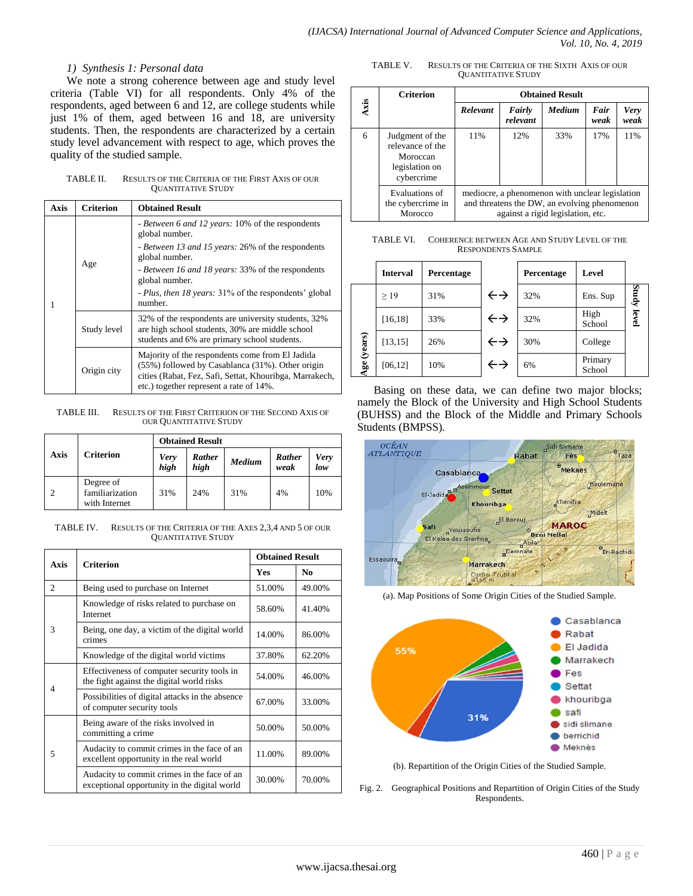#### 1) Synthesis 1: Personal data

We note a strong coherence between age and study level criteria (Table VI) for all respondents. Only 4% of the respondents, aged between 6 and 12, are college students while just 1% of them, aged between 16 and 18, are university students. Then, the respondents are characterized by a certain study level advancement with respect to age, which proves the quality of the studied sample.

TABLE II. RESULTS OF THE CRITERIA OF THE FIRST AXIS OF OUR QUANTITATIVE STUDY

| Axis | Criterion | Obtained Result |
|---|---|---|
| 1 | Age | - *Between 6 and 12 years:* 10% of the respondents global number. - *Between 13 and 15 years:* 26% of the respondents global number. - *Between 16 and 18 years:* 33% of the respondents global number. - *Plus, then 18 years:* 31% of the respondents' global number. |
| | Study level | 32% of the respondents are university students, 32% are high school students, 30% are middle school students and 6% are primary school students. |
| | Origin city | Majority of the respondents come from El Jadida (55%) followed by Casablanca (31%). Other origin cities (Rabat, Fez, Safi, Settat, Khouribga, Marrakech, etc.) together represent a rate of 14%. |

TABLE III. RESULTS OF THE FIRST CRITERION OF THE SECOND AXIS OF OUR QUANTITATIVE STUDY

| Axis | Criterion | Obtained Result | | | | |
|---|---|---|---|---|---|---|
| | | *Very high* | *Rather high* | *Medium* | *Rather weak* | *Very low* |
| 2 | Degree of familiarization with Internet | 31% | 24% | 31% | 4% | 10% |

TABLE IV. RESULTS OF THE CRITERIA OF THE AXES 2,3,4 AND 5 OF OUR QUANTITATIVE STUDY

| Axis | Criterion | Obtained Result | |
|---|---|---|---|
| | | Yes | No |
| 2 | Being used to purchase on Internet | 51.00% | 49.00% |
| 3 | Knowledge of risks related to purchase on Internet | 58.60% | 41.40% |
| | Being, one day, a victim of the digital world crimes | 14.00% | 86.00% |
| | Knowledge of the digital world victims | 37.80% | 62.20% |
| 4 | Effectiveness of computer security tools in the fight against the digital world risks | 54.00% | 46.00% |
| | Possibilities of digital attacks in the absence of computer security tools | 67.00% | 33.00% |
| 5 | Being aware of the risks involved in committing a crime | 50.00% | 50.00% |
| | Audacity to commit crimes in the face of an excellent opportunity in the real world | 11.00% | 89.00% |
| | Audacity to commit crimes in the face of an exceptional opportunity in the digital world | 30.00% | 70.00% |

TABLE V. RESULTS OF THE CRITERIA OF THE SIXTH AXIS OF OUR QUANTITATIVE STUDY

| Axis | Criterion | Obtained Result | | | | |
|---|---|---|---|---|---|---|
| | | *Relevant* | *Fairly relevant* | *Medium* | *Fair weak* | *Very weak* |
| 6 | Judgment of the relevance of the Moroccan legislation on cybercrime | 11% | 12% | 33% | 17% | 11% |
| | Evaluations of the cybercrime in Morocco | mediocre, a phenomenon with unclear legislation and threatens the DW, an evolving phenomenon against a rigid legislation, etc. | | | | |

TABLE VI. COHERENCE BETWEEN AGE AND STUDY LEVEL OF THE RESPONDENTS SAMPLE

| | Interval | Percentage | | Percentage | Level | |
|---|---|---|---|---|---|---|
| Age (years) | ≥ 19 | 31% | ←→ | 32% | Ens. Sup | Study level |
| | [16,18] | 33% | ←→ | 32% | High School | |
| | [13,15] | 26% | ←→ | 30% | College | |
| | [06,12] | 10% | ←→ | 6% | Primary School | |

Basing on these data, we can define two major blocks; namely the Block of the University and High School Students (BUHSS) and the Block of the Middle and Primary Schools Students (BMPSS).

(a). Map Positions of Some Origin Cities of the Studied Sample.

(b). Repartition of the Origin Cities of the Studied Sample.

Fig. 2. Geographical Positions and Repartition of Origin Cities of the Study Respondents.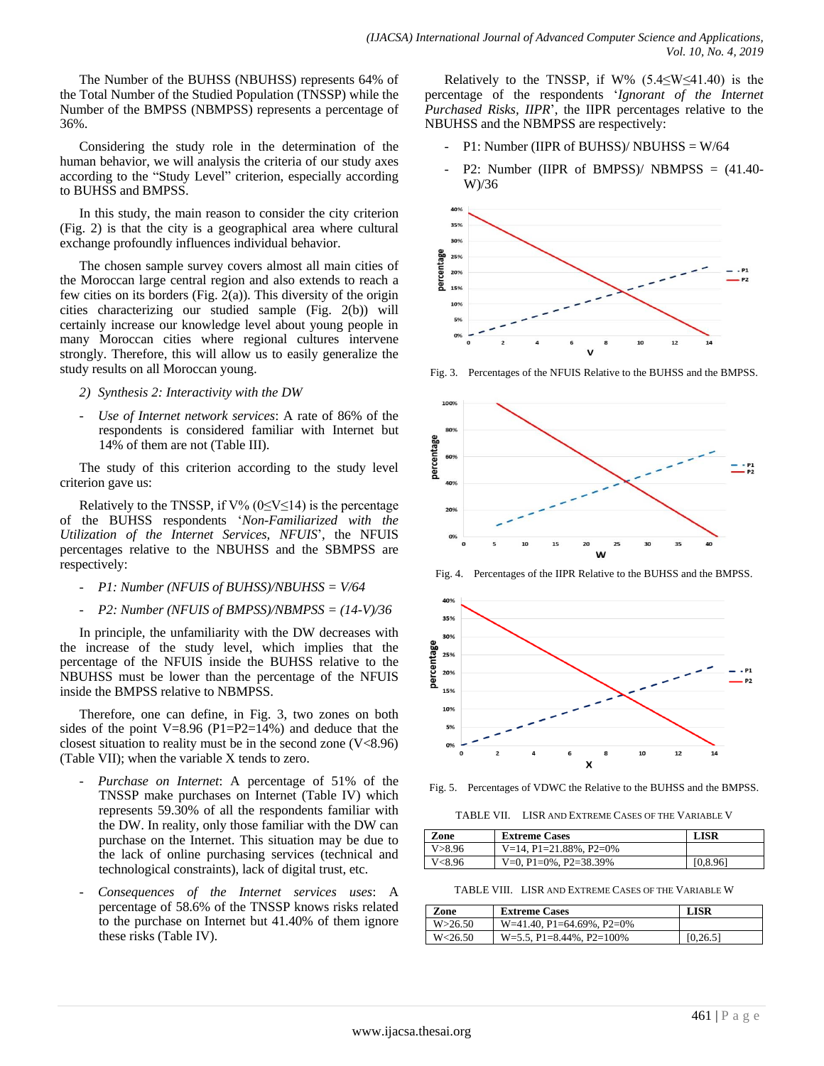The Number of the BUHSS (NBUHSS) represents 64% of the Total Number of the Studied Population (TNSSP) while the Number of the BMPSS (NBMPSS) represents a percentage of 36%.

Considering the study role in the determination of the human behavior, we will analysis the criteria of our study axes according to the "Study Level" criterion, especially according to BUHSS and BMPSS.

In this study, the main reason to consider the city criterion (Fig. 2) is that the city is a geographical area where cultural exchange profoundly influences individual behavior.

The chosen sample survey covers almost all main cities of the Moroccan large central region and also extends to reach a few cities on its borders (Fig. 2(a)). This diversity of the origin cities characterizing our studied sample (Fig. 2(b)) will certainly increase our knowledge level about young people in many Moroccan cities where regional cultures intervene strongly. Therefore, this will allow us to easily generalize the study results on all Moroccan young.

*2) Synthesis 2: Interactivity with the DW*

- *Use of Internet network services*: A rate of 86% of the respondents is considered familiar with Internet but 14% of them are not (Table III).

The study of this criterion according to the study level criterion gave us:

Relatively to the TNSSP, if V% ($0 \leq V \leq 14$) is the percentage of the BUHSS respondents '*Non-Familiarized with the Utilization of the Internet Services, NFUIS*', the NFUIS percentages relative to the NBUHSS and the SBMPSS are respectively:

- *P1: Number (NFUIS of BUHSS)/NBUHSS = V/64*
- *P2: Number (NFUIS of BMPSS)/NBMPSS = (14-V)/36*

In principle, the unfamiliarity with the DW decreases with the increase of the study level, which implies that the percentage of the NFUIS inside the BUHSS relative to the NBUHSS must be lower than the percentage of the NFUIS inside the BMPSS relative to NBMPSS.

Therefore, one can define, in Fig. 3, two zones on both sides of the point V=8.96 (P1=P2=14%) and deduce that the closest situation to reality must be in the second zone (V<8.96) (Table VII); when the variable X tends to zero.

- *Purchase on Internet*: A percentage of 51% of the TNSSP make purchases on Internet (Table IV) which represents 59.30% of all the respondents familiar with the DW. In reality, only those familiar with the DW can purchase on the Internet. This situation may be due to the lack of online purchasing services (technical and technological constraints), lack of digital trust, etc.
- *Consequences of the Internet services uses*: A percentage of 58.6% of the TNSSP knows risks related to the purchase on Internet but 41.40% of them ignore these risks (Table IV).

Relatively to the TNSSP, if W% ($5.4 \leq W \leq 41.40$) is the percentage of the respondents '*Ignorant of the Internet Purchased Risks, IIPR*', the IIPR percentages relative to the NBUHSS and the NBMPSS are respectively:

- P1: Number (IIPR of BUHSS)/ NBUHSS = W/64
- P2: Number (IIPR of BMPSS)/ NBMPSS = (41.40-W)/36

Fig. 3. Percentages of the NFUIS Relative to the BUHSS and the BMPSS.

Fig. 4. Percentages of the IIPR Relative to the BUHSS and the BMPSS.

Fig. 5. Percentages of VDWC the Relative to the BUHSS and the BMPSS.

TABLE VII. LISR AND EXTREME CASES OF THE VARIABLE V

| Zone | Extreme Cases | LISR |
|---|---|---|
| V>8.96 | V=14, P1=21.88%, P2=0% | |
| V<8.96 | V=0, P1=0%, P2=38.39% | [0,8.96] |

TABLE VIII. LISR AND EXTREME CASES OF THE VARIABLE W

| Zone | Extreme Cases | LISR |
|---|---|---|
| W>26.50 | W=41.40, P1=64.69%, P2=0% | |
| W<26.50 | W=5.5, P1=8.44%, P2=100% | [0,26.5] |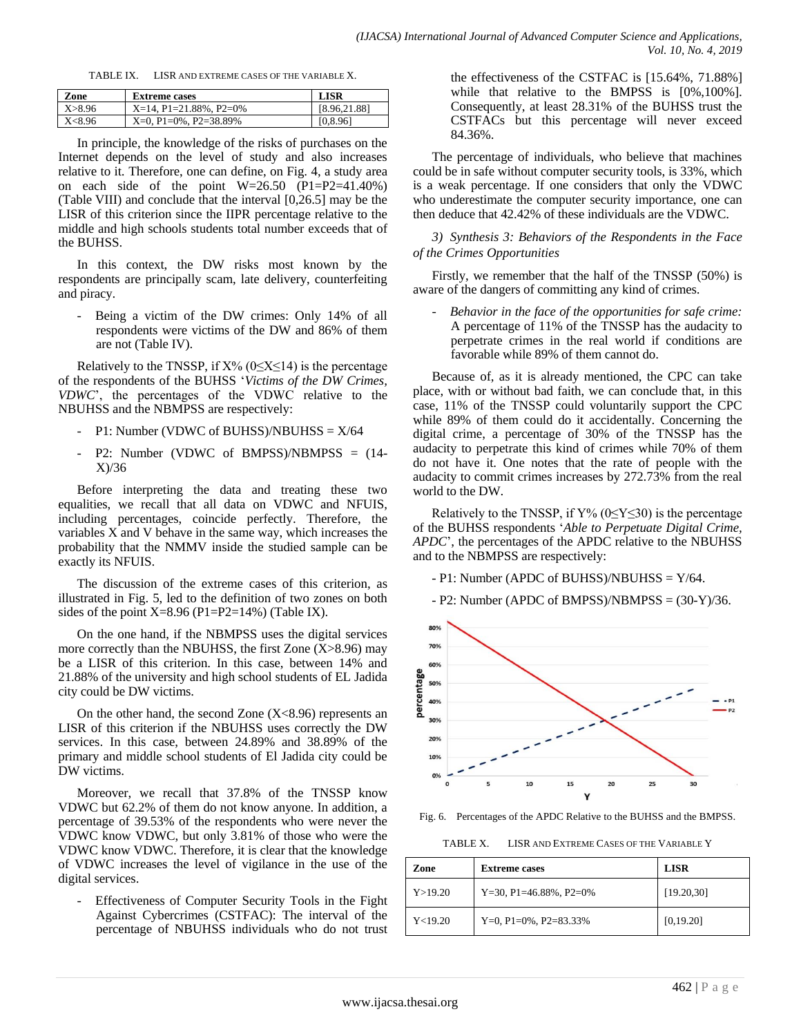TABLE IX. LISR AND EXTREME CASES OF THE VARIABLE X.

| Zone | Extreme cases | LISR |
|---|---|---|
| X>8.96 | X=14, P1=21.88%, P2=0% | [8.96,21.88] |
| X<8.96 | X=0, P1=0%, P2=38.89% | [0,8.96] |

In principle, the knowledge of the risks of purchases on the Internet depends on the level of study and also increases relative to it. Therefore, one can define, on Fig. 4, a study area on each side of the point W=26.50 (P1=P2=41.40%) (Table VIII) and conclude that the interval [0,26.5] may be the LISR of this criterion since the IIPR percentage relative to the middle and high schools students total number exceeds that of the BUHSS.

In this context, the DW risks most known by the respondents are principally scam, late delivery, counterfeiting and piracy.

- Being a victim of the DW crimes: Only 14% of all respondents were victims of the DW and 86% of them are not (Table IV).

Relatively to the TNSSP, if X% (0≤X≤14) is the percentage of the respondents of the BUHSS '*Victims of the DW Crimes, VDWC*', the percentages of the VDWC relative to the NBUHSS and the NBMPSS are respectively:

- P1: Number (VDWC of BUHSS)/NBUHSS = X/64
- P2: Number (VDWC of BMPSS)/NBMPSS = (14-X)/36

Before interpreting the data and treating these two equalities, we recall that all data on VDWC and NFUIS, including percentages, coincide perfectly. Therefore, the variables X and V behave in the same way, which increases the probability that the NMMV inside the studied sample can be exactly its NFUIS.

The discussion of the extreme cases of this criterion, as illustrated in Fig. 5, led to the definition of two zones on both sides of the point X=8.96 (P1=P2=14%) (Table IX).

On the one hand, if the NBMPSS uses the digital services more correctly than the NBUHSS, the first Zone (X>8.96) may be a LISR of this criterion. In this case, between 14% and 21.88% of the university and high school students of EL Jadida city could be DW victims.

On the other hand, the second Zone (X<8.96) represents an LISR of this criterion if the NBUHSS uses correctly the DW services. In this case, between 24.89% and 38.89% of the primary and middle school students of El Jadida city could be DW victims.

Moreover, we recall that 37.8% of the TNSSP know VDWC but 62.2% of them do not know anyone. In addition, a percentage of 39.53% of the respondents who were never the VDWC know VDWC, but only 3.81% of those who were the VDWC know VDWC. Therefore, it is clear that the knowledge of VDWC increases the level of vigilance in the use of the digital services.

- Effectiveness of Computer Security Tools in the Fight Against Cybercrimes (CSTFAC): The interval of the percentage of NBUHSS individuals who do not trust the effectiveness of the CSTFAC is [15.64%, 71.88%] while that relative to the BMPSS is [0%,100%]. Consequently, at least 28.31% of the BUHSS trust the CSTFACs but this percentage will never exceed 84.36%.

The percentage of individuals, who believe that machines could be in safe without computer security tools, is 33%, which is a weak percentage. If one considers that only the VDWC who underestimate the computer security importance, one can then deduce that 42.42% of these individuals are the VDWC.

*3) Synthesis 3: Behaviors of the Respondents in the Face of the Crimes Opportunities*

Firstly, we remember that the half of the TNSSP (50%) is aware of the dangers of committing any kind of crimes.

- *Behavior in the face of the opportunities for safe crime:* A percentage of 11% of the TNSSP has the audacity to perpetrate crimes in the real world if conditions are favorable while 89% of them cannot do.

Because of, as it is already mentioned, the CPC can take place, with or without bad faith, we can conclude that, in this case, 11% of the TNSSP could voluntarily support the CPC while 89% of them could do it accidentally. Concerning the digital crime, a percentage of 30% of the TNSSP has the audacity to perpetrate this kind of crimes while 70% of them do not have it. One notes that the rate of people with the audacity to commit crimes increases by 272.73% from the real world to the DW.

Relatively to the TNSSP, if Y% (0≤Y≤30) is the percentage of the BUHSS respondents '*Able to Perpetuate Digital Crime, APDC*', the percentages of the APDC relative to the NBUHSS and to the NBMPSS are respectively:

- P1: Number (APDC of BUHSS)/NBUHSS = Y/64.
- P2: Number (APDC of BMPSS)/NBMPSS = (30-Y)/36.

Fig. 6. Percentages of the APDC Relative to the BUHSS and the BMPSS.

TABLE X. LISR AND EXTREME CASES OF THE VARIABLE Y

| Zone | Extreme cases | LISR |
|---|---|---|
| Y>19.20 | Y=30, P1=46.88%, P2=0% | [19.20,30] |
| Y<19.20 | Y=0, P1=0%, P2=83.33% | [0,19.20] |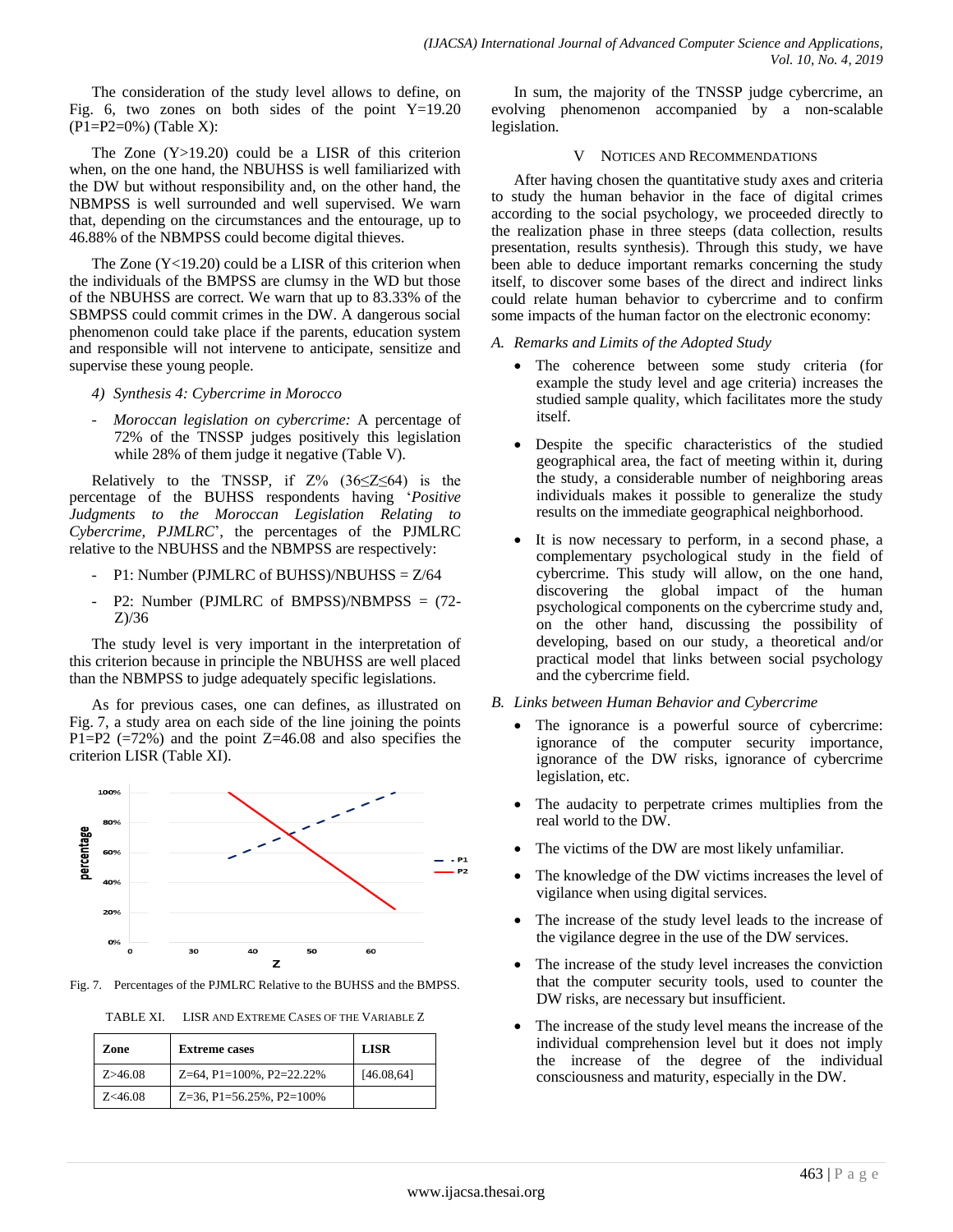The consideration of the study level allows to define, on Fig. 6, two zones on both sides of the point Y=19.20 (P1=P2=0%) (Table X):

The Zone (Y>19.20) could be a LISR of this criterion when, on the one hand, the NBUHSS is well familiarized with the DW but without responsibility and, on the other hand, the NBMPSS is well surrounded and well supervised. We warn that, depending on the circumstances and the entourage, up to 46.88% of the NBMPSS could become digital thieves.

The Zone (Y<19.20) could be a LISR of this criterion when the individuals of the BMPSS are clumsy in the WD but those of the NBUHSS are correct. We warn that up to 83.33% of the SBMPSS could commit crimes in the DW. A dangerous social phenomenon could take place if the parents, education system and responsible will not intervene to anticipate, sensitize and supervise these young people.

*4) Synthesis 4: Cybercrime in Morocco*

- *Moroccan legislation on cybercrime:* A percentage of 72% of the TNSSP judges positively this legislation while 28% of them judge it negative (Table V).

Relatively to the TNSSP, if Z% ($36 \leq Z \leq 64$) is the percentage of the BUHSS respondents having '*Positive Judgments to the Moroccan Legislation Relating to Cybercrime, PJMLRC*', the percentages of the PJMLRC relative to the NBUHSS and the NBMPSS are respectively:

- P1: Number (PJMLRC of BUHSS)/NBUHSS = Z/64
- P2: Number (PJMLRC of BMPSS)/NBMPSS = (72-Z)/36

The study level is very important in the interpretation of this criterion because in principle the NBUHSS are well placed than the NBMPSS to judge adequately specific legislations.

As for previous cases, one can defines, as illustrated on Fig. 7, a study area on each side of the line joining the points P1=P2 (=72%) and the point Z=46.08 and also specifies the criterion LISR (Table XI).

Fig. 7. Percentages of the PJMLRC Relative to the BUHSS and the BMPSS.

TABLE XI. LISR AND EXTREME CASES OF THE VARIABLE Z

| Zone | Extreme cases | LISR |
|---|---|---|
| Z>46.08 | Z=64, P1=100%, P2=22.22% | [46.08,64] |
| Z<46.08 | Z=36, P1=56.25%, P2=100% | |

In sum, the majority of the TNSSP judge cybercrime, an evolving phenomenon accompanied by a non-scalable legislation.

## V Notices and Recommendations

After having chosen the quantitative study axes and criteria to study the human behavior in the face of digital crimes according to the social psychology, we proceeded directly to the realization phase in three steeps (data collection, results presentation, results synthesis). Through this study, we have been able to deduce important remarks concerning the study itself, to discover some bases of the direct and indirect links could relate human behavior to cybercrime and to confirm some impacts of the human factor on the electronic economy:

### *A. Remarks and Limits of the Adopted Study*

- The coherence between some study criteria (for example the study level and age criteria) increases the studied sample quality, which facilitates more the study itself.
- Despite the specific characteristics of the studied geographical area, the fact of meeting within it, during the study, a considerable number of neighboring areas individuals makes it possible to generalize the study results on the immediate geographical neighborhood.
- It is now necessary to perform, in a second phase, a complementary psychological study in the field of cybercrime. This study will allow, on the one hand, discovering the global impact of the human psychological components on the cybercrime study and, on the other hand, discussing the possibility of developing, based on our study, a theoretical and/or practical model that links between social psychology and the cybercrime field.

### *B. Links between Human Behavior and Cybercrime*

- The ignorance is a powerful source of cybercrime: ignorance of the computer security importance, ignorance of the DW risks, ignorance of cybercrime legislation, etc.
- The audacity to perpetrate crimes multiplies from the real world to the DW.
- The victims of the DW are most likely unfamiliar.
- The knowledge of the DW victims increases the level of vigilance when using digital services.
- The increase of the study level leads to the increase of the vigilance degree in the use of the DW services.
- The increase of the study level increases the conviction that the computer security tools, used to counter the DW risks, are necessary but insufficient.
- The increase of the study level means the increase of the individual comprehension level but it does not imply the increase of the degree of the individual consciousness and maturity, especially in the DW.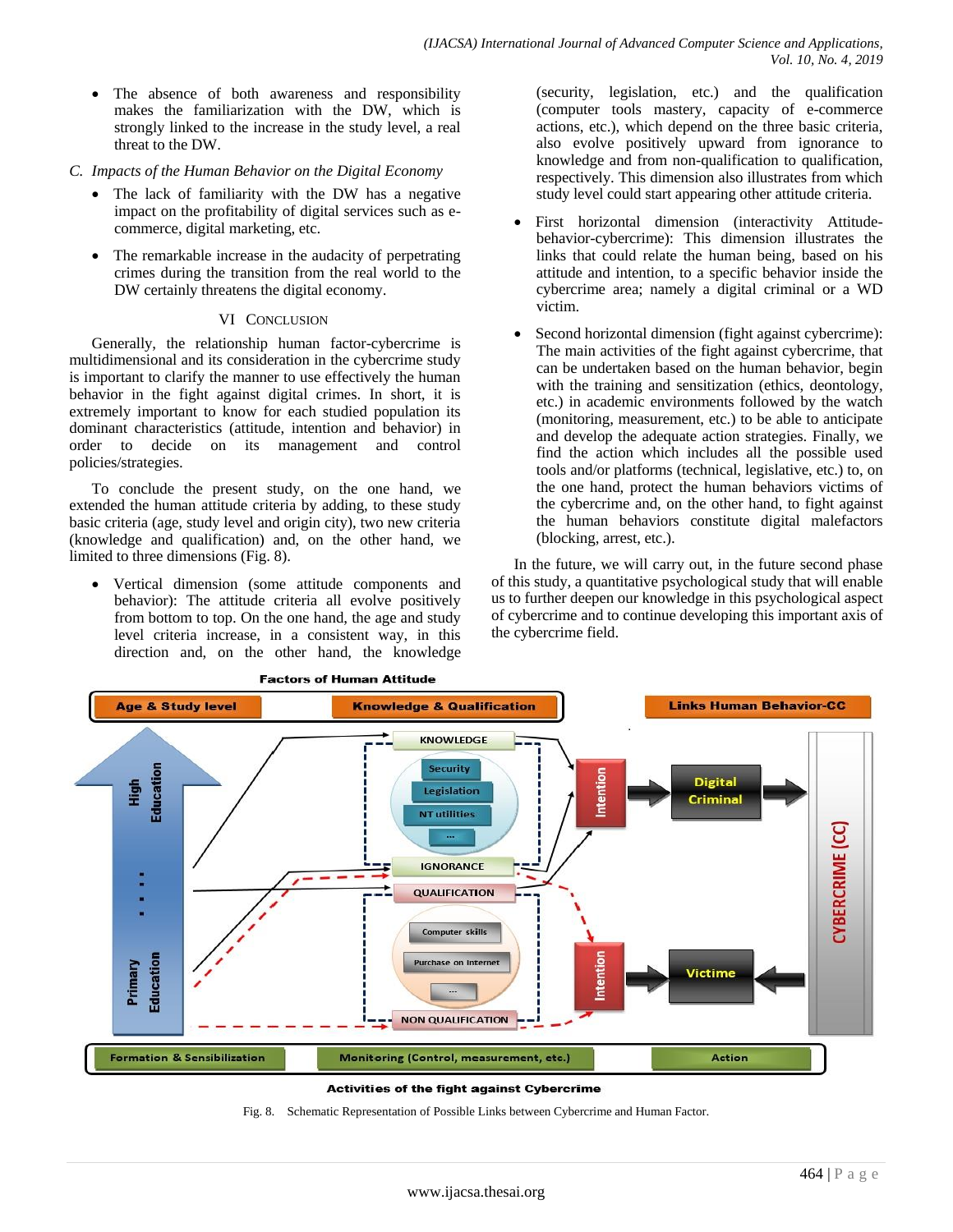- The absence of both awareness and responsibility makes the familiarization with the DW, which is strongly linked to the increase in the study level, a real threat to the DW.

### C. Impacts of the Human Behavior on the Digital Economy

- The lack of familiarity with the DW has a negative impact on the profitability of digital services such as e-commerce, digital marketing, etc.
- The remarkable increase in the audacity of perpetrating crimes during the transition from the real world to the DW certainly threatens the digital economy.

## VI Conclusion

Generally, the relationship human factor-cybercrime is multidimensional and its consideration in the cybercrime study is important to clarify the manner to use effectively the human behavior in the fight against digital crimes. In short, it is extremely important to know for each studied population its dominant characteristics (attitude, intention and behavior) in order to decide on its management and control policies/strategies.

To conclude the present study, on the one hand, we extended the human attitude criteria by adding, to these study basic criteria (age, study level and origin city), two new criteria (knowledge and qualification) and, on the other hand, we limited to three dimensions (Fig. 8).

- Vertical dimension (some attitude components and behavior): The attitude criteria all evolve positively from bottom to top. On the one hand, the age and study level criteria increase, in a consistent way, in this direction and, on the other hand, the knowledge (security, legislation, etc.) and the qualification (computer tools mastery, capacity of e-commerce actions, etc.), which depend on the three basic criteria, also evolve positively upward from ignorance to knowledge and from non-qualification to qualification, respectively. This dimension also illustrates from which study level could start appearing other attitude criteria.
- First horizontal dimension (interactivity Attitude-behavior-cybercrime): This dimension illustrates the links that could relate the human being, based on his attitude and intention, to a specific behavior inside the cybercrime area; namely a digital criminal or a WD victim.
- Second horizontal dimension (fight against cybercrime): The main activities of the fight against cybercrime, that can be undertaken based on the human behavior, begin with the training and sensitization (ethics, deontology, etc.) in academic environments followed by the watch (monitoring, measurement, etc.) to be able to anticipate and develop the adequate action strategies. Finally, we find the action which includes all the possible used tools and/or platforms (technical, legislative, etc.) to, on the one hand, protect the human behaviors victims of the cybercrime and, on the other hand, to fight against the human behaviors constitute digital malefactors (blocking, arrest, etc.).

In the future, we will carry out, in the future second phase of this study, a quantitative psychological study that will enable us to further deepen our knowledge in this psychological aspect of cybercrime and to continue developing this important axis of the cybercrime field.

Fig. 8. Schematic Representation of Possible Links between Cybercrime and Human Factor.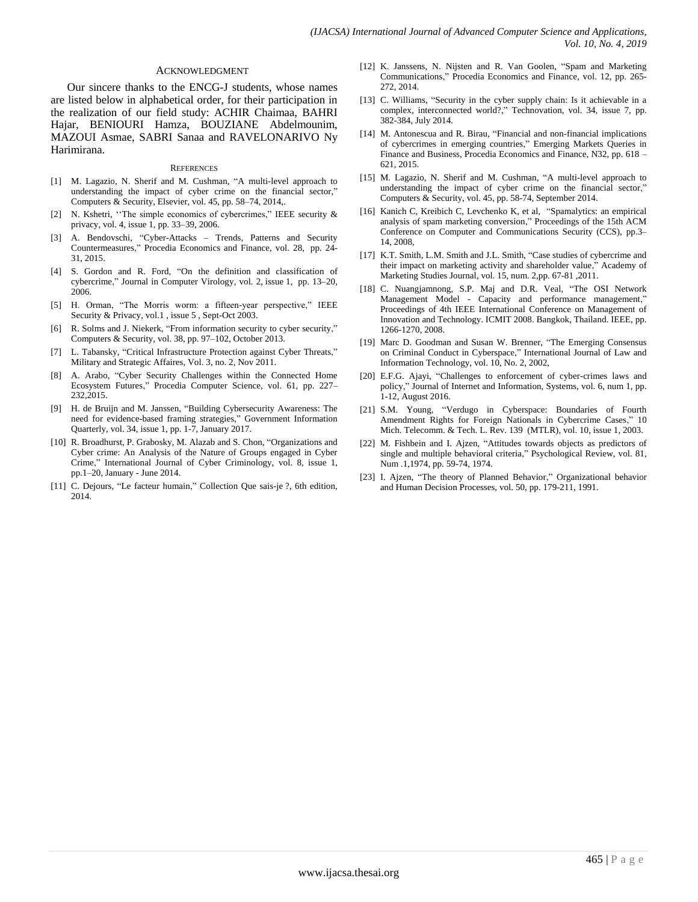## ACKNOWLEDGMENT

Our sincere thanks to the ENCG-J students, whose names are listed below in alphabetical order, for their participation in the realization of our field study: ACHIR Chaimaa, BAHRI Hajar, BENIOURI Hamza, BOUZIANE Abdelmounim, MAZOUI Asmae, SABRI Sanaa and RAVELONARIVO Ny Harimirana.

## REFERENCES

[1] M. Lagazio, N. Sherif and M. Cushman, “A multi-level approach to understanding the impact of cyber crime on the financial sector,” Computers & Security, Elsevier, vol. 45, pp. 58–74, 2014,.

[2] N. Kshetri, ‘‘The simple economics of cybercrimes,” IEEE security & privacy, vol. 4, issue 1, pp. 33–39, 2006.

[3] A. Bendovschi, “Cyber-Attacks – Trends, Patterns and Security Countermeasures,” Procedia Economics and Finance, vol. 28, pp. 24-31, 2015.

[4] S. Gordon and R. Ford, “On the definition and classification of cybercrime,” Journal in Computer Virology, vol. 2, issue 1, pp. 13–20, 2006.

[5] H. Orman, “The Morris worm: a fifteen-year perspective,” IEEE Security & Privacy, vol.1 , issue 5 , Sept-Oct 2003.

[6] R. Solms and J. Niekerk, “From information security to cyber security,” Computers & Security, vol. 38, pp. 97–102, October 2013.

[7] L. Tabansky, “Critical Infrastructure Protection against Cyber Threats,” Military and Strategic Affaires, Vol. 3, no. 2, Nov 2011.

[8] A. Arabo, “Cyber Security Challenges within the Connected Home Ecosystem Futures,” Procedia Computer Science, vol. 61, pp. 227–232,2015.

[9] H. de Bruijn and M. Janssen, “Building Cybersecurity Awareness: The need for evidence-based framing strategies,” Government Information Quarterly, vol. 34, issue 1, pp. 1-7, January 2017.

[10] R. Broadhurst, P. Grabosky, M. Alazab and S. Chon, “Organizations and Cyber crime: An Analysis of the Nature of Groups engaged in Cyber Crime,” International Journal of Cyber Criminology, vol. 8, issue 1, pp.1–20, January - June 2014.

[11] C. Dejours, “Le facteur humain,” Collection Que sais-je ?, 6th edition, 2014.

[12] K. Janssens, N. Nijsten and R. Van Goolen, “Spam and Marketing Communications,” Procedia Economics and Finance, vol. 12, pp. 265-272, 2014.

[13] C. Williams, “Security in the cyber supply chain: Is it achievable in a complex, interconnected world?,” Technovation, vol. 34, issue 7, pp. 382-384, July 2014.

[14] M. Antonescua and R. Birau, “Financial and non-financial implications of cybercrimes in emerging countries,” Emerging Markets Queries in Finance and Business, Procedia Economics and Finance, N32, pp. 618 – 621, 2015.

[15] M. Lagazio, N. Sherif and M. Cushman, “A multi-level approach to understanding the impact of cyber crime on the financial sector,” Computers & Security, vol. 45, pp. 58-74, September 2014.

[16] Kanich C, Kreibich C, Levchenko K, et al, “Spamalytics: an empirical analysis of spam marketing conversion,” Proceedings of the 15th ACM Conference on Computer and Communications Security (CCS), pp.3–14, 2008,

[17] K.T. Smith, L.M. Smith and J.L. Smith, “Case studies of cybercrime and their impact on marketing activity and shareholder value,” Academy of Marketing Studies Journal, vol. 15, num. 2,pp. 67-81 ,2011.

[18] C. Nuangjamnong, S.P. Maj and D.R. Veal, “The OSI Network Management Model - Capacity and performance management,” Proceedings of 4th IEEE International Conference on Management of Innovation and Technology. ICMIT 2008. Bangkok, Thailand. IEEE, pp. 1266-1270, 2008.

[19] Marc D. Goodman and Susan W. Brenner, “The Emerging Consensus on Criminal Conduct in Cyberspace,” International Journal of Law and Information Technology, vol. 10, No. 2, 2002,

[20] E.F.G. Ajayi, “Challenges to enforcement of cyber-crimes laws and policy,” Journal of Internet and Information, Systems, vol. 6, num 1, pp. 1-12, August 2016.

[21] S.M. Young, “Verdugo in Cyberspace: Boundaries of Fourth Amendment Rights for Foreign Nationals in Cybercrime Cases,” 10 Mich. Telecomm. & Tech. L. Rev. 139 (MTLR), vol. 10, issue 1, 2003.

[22] M. Fishbein and I. Ajzen, “Attitudes towards objects as predictors of single and multiple behavioral criteria,” Psychological Review, vol. 81, Num .1,1974, pp. 59-74, 1974.

[23] I. Ajzen, “The theory of Planned Behavior,” Organizational behavior and Human Decision Processes, vol. 50, pp. 179-211, 1991.